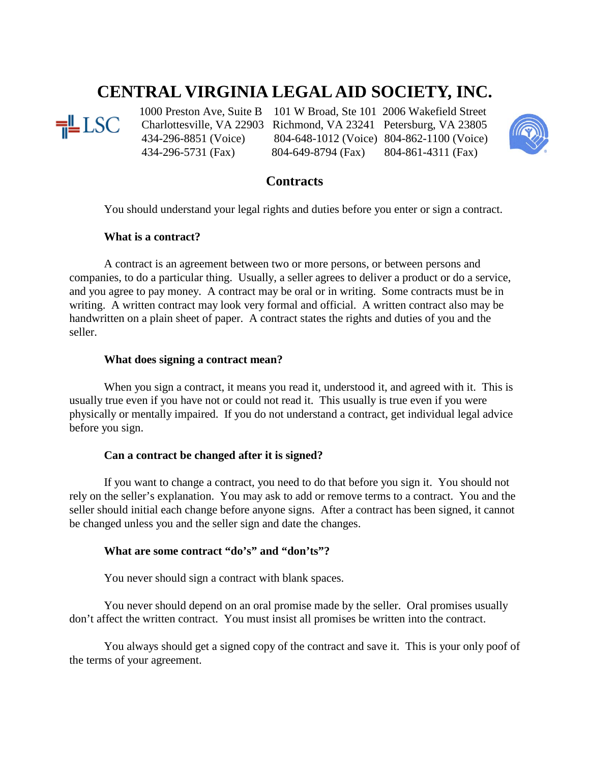# CENTRAL VIRGINIA LEGAL AID SOCIETY, INC.

| | | |
|---|---|---|
| 1000 Preston Ave, Suite B | 101 W Broad, Ste 101 | 2006 Wakefield Street |
| Charlottesville, VA 22903 | Richmond, VA 23241 | Petersburg, VA 23805 |
| 434-296-8851 (Voice) | 804-648-1012 (Voice) | 804-862-1100 (Voice) |
| 434-296-5731 (Fax) | 804-649-8794 (Fax) | 804-861-4311 (Fax) |

## Contracts

You should understand your legal rights and duties before you enter or sign a contract.

**What is a contract?**

A contract is an agreement between two or more persons, or between persons and companies, to do a particular thing. Usually, a seller agrees to deliver a product or do a service, and you agree to pay money. A contract may be oral or in writing. Some contracts must be in writing. A written contract may look very formal and official. A written contract also may be handwritten on a plain sheet of paper. A contract states the rights and duties of you and the seller.

**What does signing a contract mean?**

When you sign a contract, it means you read it, understood it, and agreed with it. This is usually true even if you have not or could not read it. This usually is true even if you were physically or mentally impaired. If you do not understand a contract, get individual legal advice before you sign.

**Can a contract be changed after it is signed?**

If you want to change a contract, you need to do that before you sign it. You should not rely on the seller's explanation. You may ask to add or remove terms to a contract. You and the seller should initial each change before anyone signs. After a contract has been signed, it cannot be changed unless you and the seller sign and date the changes.

**What are some contract "do's" and "don'ts"?**

You never should sign a contract with blank spaces.

You never should depend on an oral promise made by the seller. Oral promises usually don't affect the written contract. You must insist all promises be written into the contract.

You always should get a signed copy of the contract and save it. This is your only poof of the terms of your agreement.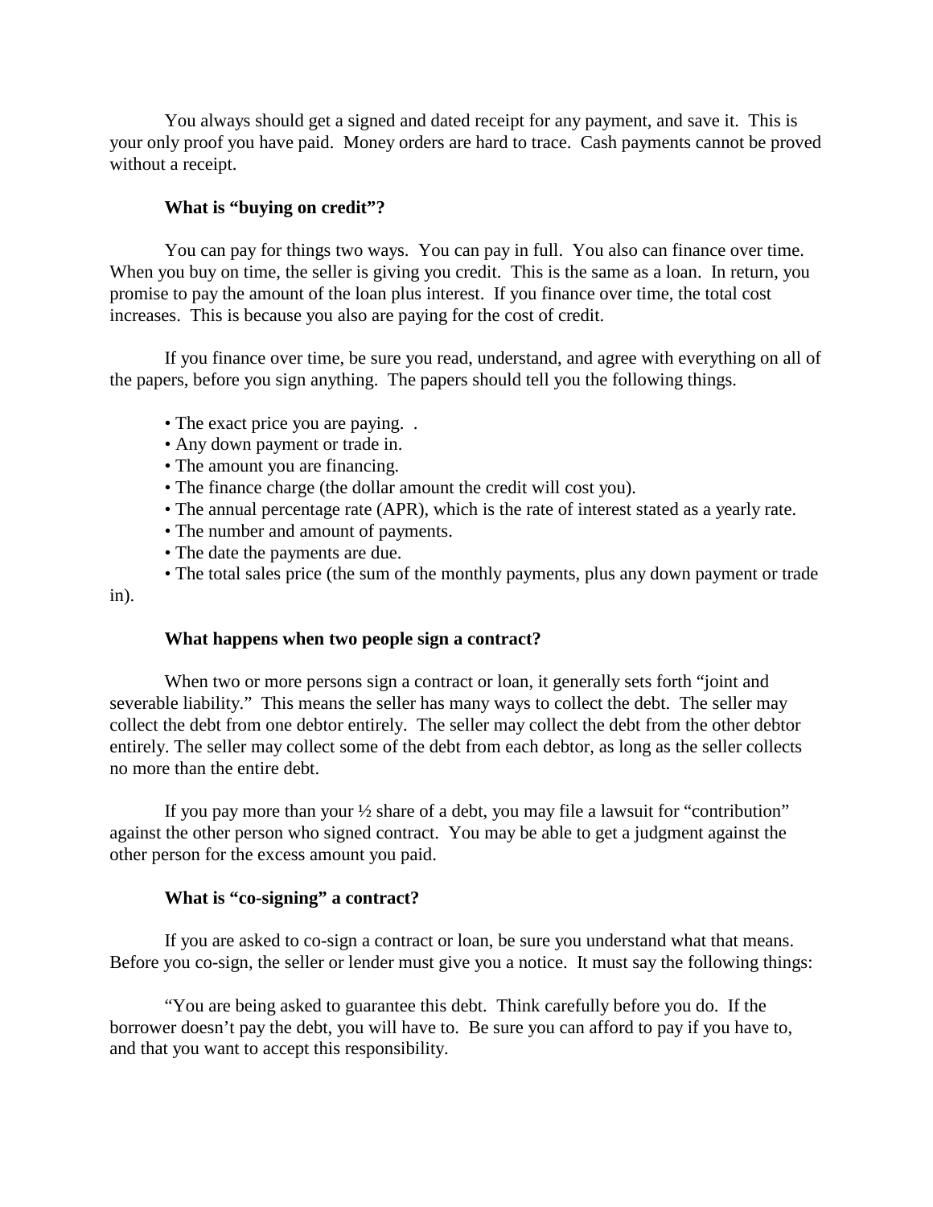You always should get a signed and dated receipt for any payment, and save it. This is your only proof you have paid. Money orders are hard to trace. Cash payments cannot be proved without a receipt.

**What is "buying on credit"?**

You can pay for things two ways. You can pay in full. You also can finance over time. When you buy on time, the seller is giving you credit. This is the same as a loan. In return, you promise to pay the amount of the loan plus interest. If you finance over time, the total cost increases. This is because you also are paying for the cost of credit.

If you finance over time, be sure you read, understand, and agree with everything on all of the papers, before you sign anything. The papers should tell you the following things.

- The exact price you are paying. .
- Any down payment or trade in.
- The amount you are financing.
- The finance charge (the dollar amount the credit will cost you).
- The annual percentage rate (APR), which is the rate of interest stated as a yearly rate.
- The number and amount of payments.
- The date the payments are due.
- The total sales price (the sum of the monthly payments, plus any down payment or trade in).

**What happens when two people sign a contract?**

When two or more persons sign a contract or loan, it generally sets forth "joint and severable liability." This means the seller has many ways to collect the debt. The seller may collect the debt from one debtor entirely. The seller may collect the debt from the other debtor entirely. The seller may collect some of the debt from each debtor, as long as the seller collects no more than the entire debt.

If you pay more than your ½ share of a debt, you may file a lawsuit for "contribution" against the other person who signed contract. You may be able to get a judgment against the other person for the excess amount you paid.

**What is "co-signing" a contract?**

If you are asked to co-sign a contract or loan, be sure you understand what that means. Before you co-sign, the seller or lender must give you a notice. It must say the following things:

"You are being asked to guarantee this debt. Think carefully before you do. If the borrower doesn't pay the debt, you will have to. Be sure you can afford to pay if you have to, and that you want to accept this responsibility.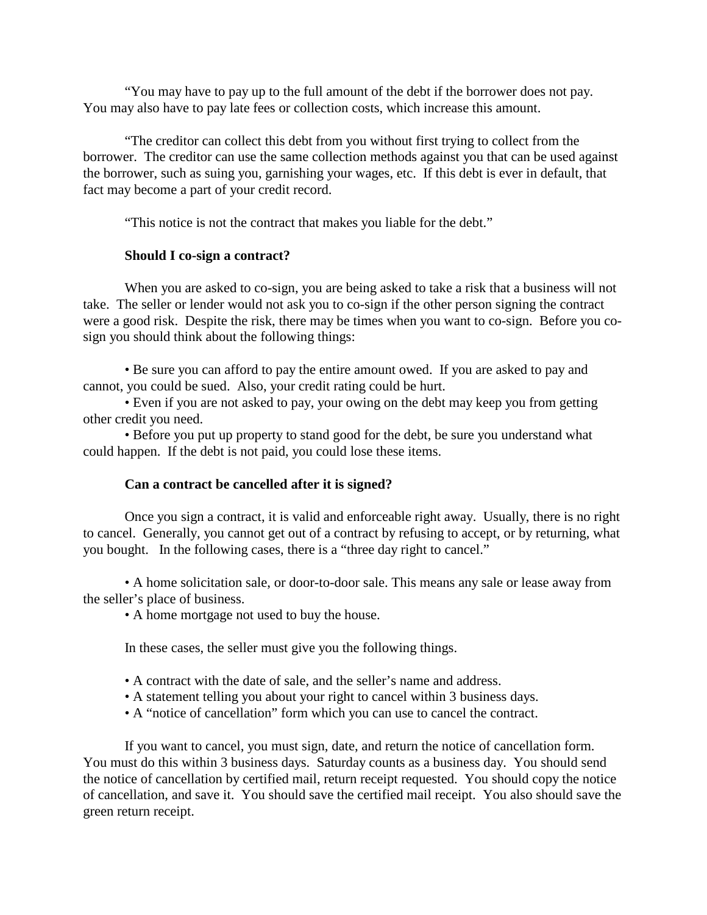"You may have to pay up to the full amount of the debt if the borrower does not pay. You may also have to pay late fees or collection costs, which increase this amount.

"The creditor can collect this debt from you without first trying to collect from the borrower. The creditor can use the same collection methods against you that can be used against the borrower, such as suing you, garnishing your wages, etc. If this debt is ever in default, that fact may become a part of your credit record.

"This notice is not the contract that makes you liable for the debt."

**Should I co-sign a contract?**

When you are asked to co-sign, you are being asked to take a risk that a business will not take. The seller or lender would not ask you to co-sign if the other person signing the contract were a good risk. Despite the risk, there may be times when you want to co-sign. Before you co-sign you should think about the following things:

- Be sure you can afford to pay the entire amount owed. If you are asked to pay and cannot, you could be sued. Also, your credit rating could be hurt.
- Even if you are not asked to pay, your owing on the debt may keep you from getting other credit you need.
- Before you put up property to stand good for the debt, be sure you understand what could happen. If the debt is not paid, you could lose these items.

**Can a contract be cancelled after it is signed?**

Once you sign a contract, it is valid and enforceable right away. Usually, there is no right to cancel. Generally, you cannot get out of a contract by refusing to accept, or by returning, what you bought. In the following cases, there is a "three day right to cancel."

- A home solicitation sale, or door-to-door sale. This means any sale or lease away from the seller's place of business.
- A home mortgage not used to buy the house.

In these cases, the seller must give you the following things.

- A contract with the date of sale, and the seller's name and address.
- A statement telling you about your right to cancel within 3 business days.
- A "notice of cancellation" form which you can use to cancel the contract.

If you want to cancel, you must sign, date, and return the notice of cancellation form. You must do this within 3 business days. Saturday counts as a business day. You should send the notice of cancellation by certified mail, return receipt requested. You should copy the notice of cancellation, and save it. You should save the certified mail receipt. You also should save the green return receipt.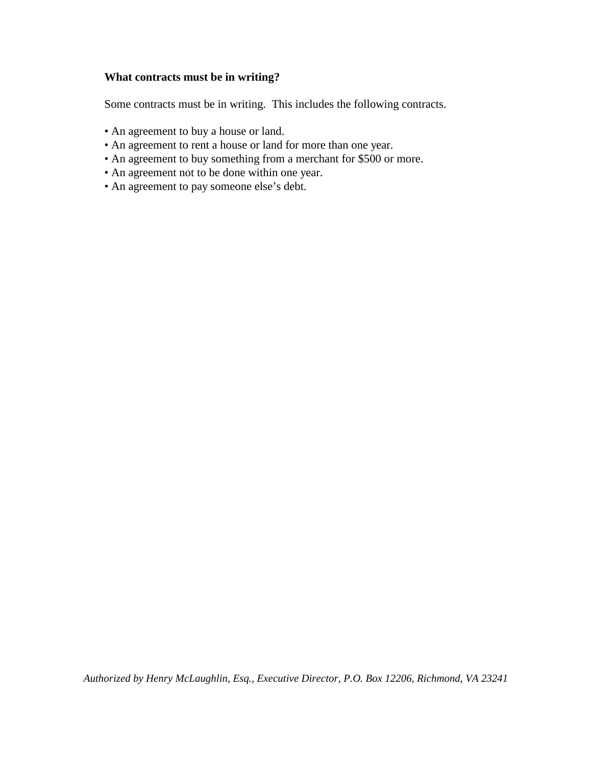**What contracts must be in writing?**

Some contracts must be in writing. This includes the following contracts.

- An agreement to buy a house or land.
- An agreement to rent a house or land for more than one year.
- An agreement to buy something from a merchant for $500 or more.
- An agreement not to be done within one year.
- An agreement to pay someone else's debt.

*Authorized by Henry McLaughlin, Esq., Executive Director, P.O. Box 12206, Richmond, VA 23241*